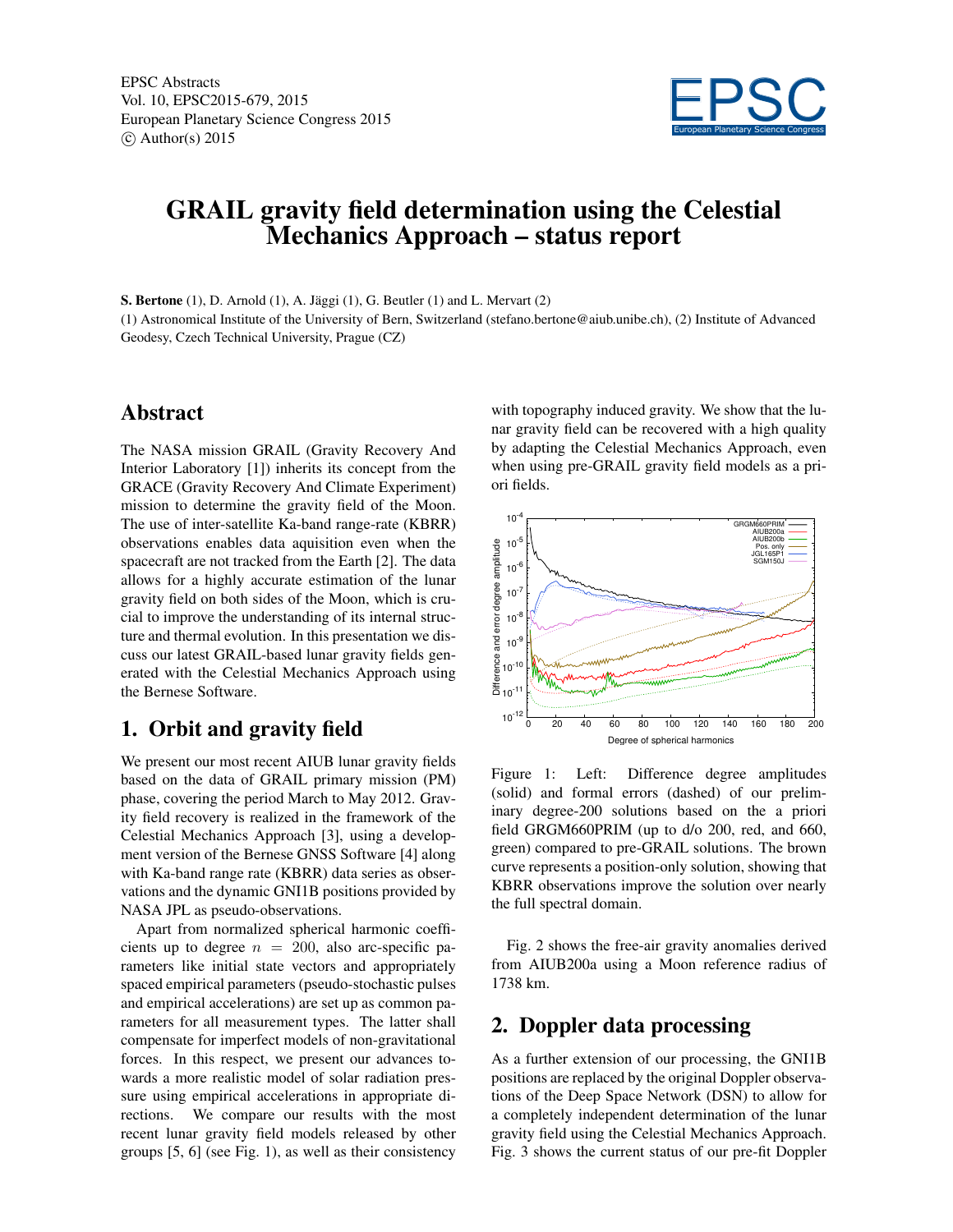EPSC Abstracts
Vol. 10, EPSC2015-679, 2015
European Planetary Science Congress 2015
© Author(s) 2015

# GRAIL gravity field determination using the Celestial Mechanics Approach – status report

**S. Bertone** (1), D. Arnold (1), A. Jäggi (1), G. Beutler (1) and L. Mervart (2)

(1) Astronomical Institute of the University of Bern, Switzerland (stefano.bertone@aiub.unibe.ch), (2) Institute of Advanced Geodesy, Czech Technical University, Prague (CZ)

## Abstract

The NASA mission GRAIL (Gravity Recovery And Interior Laboratory [1]) inherits its concept from the GRACE (Gravity Recovery And Climate Experiment) mission to determine the gravity field of the Moon. The use of inter-satellite Ka-band range-rate (KBRR) observations enables data aquisition even when the spacecraft are not tracked from the Earth [2]. The data allows for a highly accurate estimation of the lunar gravity field on both sides of the Moon, which is crucial to improve the understanding of its internal structure and thermal evolution. In this presentation we discuss our latest GRAIL-based lunar gravity fields generated with the Celestial Mechanics Approach using the Bernese Software.

## 1. Orbit and gravity field

We present our most recent AIUB lunar gravity fields based on the data of GRAIL primary mission (PM) phase, covering the period March to May 2012. Gravity field recovery is realized in the framework of the Celestial Mechanics Approach [3], using a development version of the Bernese GNSS Software [4] along with Ka-band range rate (KBRR) data series as observations and the dynamic GNI1B positions provided by NASA JPL as pseudo-observations.

Apart from normalized spherical harmonic coefficients up to degree $n = 200$, also arc-specific parameters like initial state vectors and appropriately spaced empirical parameters (pseudo-stochastic pulses and empirical accelerations) are set up as common parameters for all measurement types. The latter shall compensate for imperfect models of non-gravitational forces. In this respect, we present our advances towards a more realistic model of solar radiation pressure using empirical accelerations in appropriate directions. We compare our results with the most recent lunar gravity field models released by other groups [5, 6] (see Fig. 1), as well as their consistency with topography induced gravity. We show that the lunar gravity field can be recovered with a high quality by adapting the Celestial Mechanics Approach, even when using pre-GRAIL gravity field models as a priori fields.

Figure 1: Left: Difference degree amplitudes (solid) and formal errors (dashed) of our preliminary degree-200 solutions based on the a priori field GRGM660PRIM (up to d/o 200, red, and 660, green) compared to pre-GRAIL solutions. The brown curve represents a position-only solution, showing that KBRR observations improve the solution over nearly the full spectral domain.

Fig. 2 shows the free-air gravity anomalies derived from AIUB200a using a Moon reference radius of 1738 km.

## 2. Doppler data processing

As a further extension of our processing, the GNI1B positions are replaced by the original Doppler observations of the Deep Space Network (DSN) to allow for a completely independent determination of the lunar gravity field using the Celestial Mechanics Approach. Fig. 3 shows the current status of our pre-fit Doppler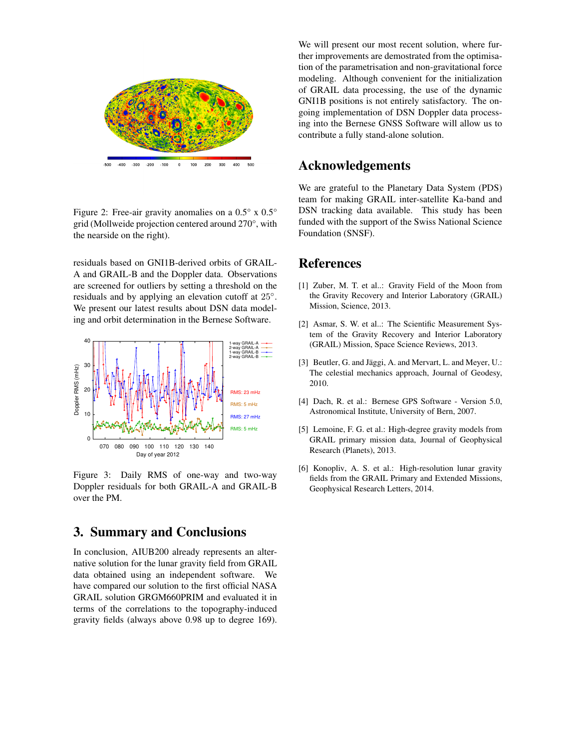-500 -400 -300 -200 -100 0 100 200 300 400 500

Figure 2: Free-air gravity anomalies on a 0.5° x 0.5° grid (Mollweide projection centered around 270°, with the nearside on the right).

residuals based on GNI1B-derived orbits of GRAIL-A and GRAIL-B and the Doppler data. Observations are screened for outliers by setting a threshold on the residuals and by applying an elevation cutoff at 25°. We present our latest results about DSN data modeling and orbit determination in the Bernese Software.

Doppler RMS (mHz)

40
30
20
10
0

070 080 090 100 110 120 130 140

Day of year 2012

1-way GRAIL-A
2-way GRAIL-A
1-way GRAIL-B
2-way GRAIL-B

RMS: 23 mHz
RMS: 5 mHz
RMS: 27 mHz
RMS: 5 mHz

Figure 3: Daily RMS of one-way and two-way Doppler residuals for both GRAIL-A and GRAIL-B over the PM.

## 3. Summary and Conclusions

In conclusion, AIUB200 already represents an alternative solution for the lunar gravity field from GRAIL data obtained using an independent software. We have compared our solution to the first official NASA GRAIL solution GRGM660PRIM and evaluated it in terms of the correlations to the topography-induced gravity fields (always above 0.98 up to degree 169). We will present our most recent solution, where further improvements are demostrated from the optimisation of the parametrisation and non-gravitational force modeling. Although convenient for the initialization of GRAIL data processing, the use of the dynamic GNI1B positions is not entirely satisfactory. The ongoing implementation of DSN Doppler data processing into the Bernese GNSS Software will allow us to contribute a fully stand-alone solution.

## Acknowledgements

We are grateful to the Planetary Data System (PDS) team for making GRAIL inter-satellite Ka-band and DSN tracking data available. This study has been funded with the support of the Swiss National Science Foundation (SNSF).

## References

[1] Zuber, M. T. et al..: Gravity Field of the Moon from the Gravity Recovery and Interior Laboratory (GRAIL) Mission, Science, 2013.

[2] Asmar, S. W. et al..: The Scientific Measurement System of the Gravity Recovery and Interior Laboratory (GRAIL) Mission, Space Science Reviews, 2013.

[3] Beutler, G. and Jäggi, A. and Mervart, L. and Meyer, U.: The celestial mechanics approach, Journal of Geodesy, 2010.

[4] Dach, R. et al.: Bernese GPS Software - Version 5.0, Astronomical Institute, University of Bern, 2007.

[5] Lemoine, F. G. et al.: High-degree gravity models from GRAIL primary mission data, Journal of Geophysical Research (Planets), 2013.

[6] Konopliv, A. S. et al.: High-resolution lunar gravity fields from the GRAIL Primary and Extended Missions, Geophysical Research Letters, 2014.